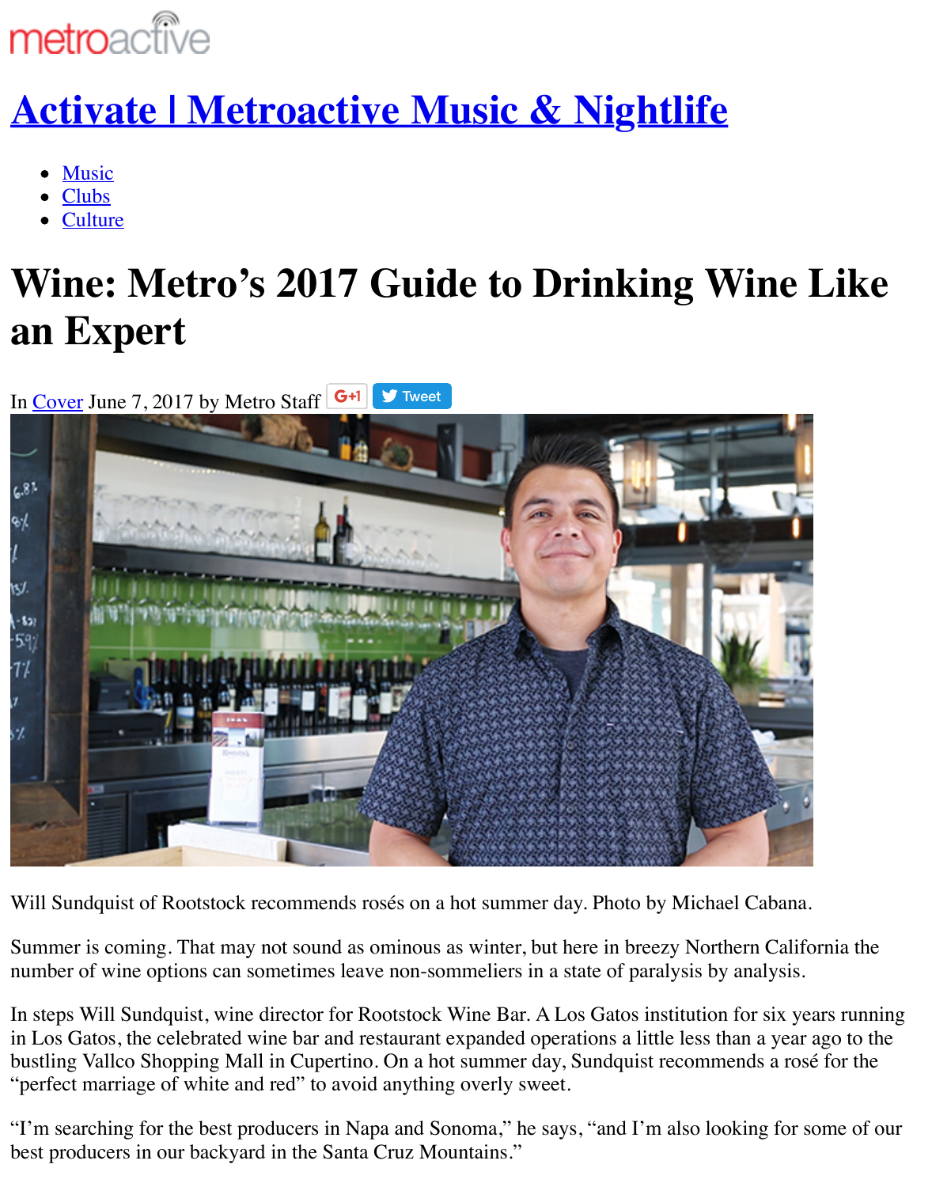metroactive

# Activate | Metroactive Music & Nightlife

- Music
- Clubs
- Culture

# Wine: Metro's 2017 Guide to Drinking Wine Like an Expert

In Cover June 7, 2017 by Metro Staff G+1 Tweet

Will Sundquist of Rootstock recommends rosés on a hot summer day. Photo by Michael Cabana.

Summer is coming. That may not sound as ominous as winter, but here in breezy Northern California the number of wine options can sometimes leave non-sommeliers in a state of paralysis by analysis.

In steps Will Sundquist, wine director for Rootstock Wine Bar. A Los Gatos institution for six years running in Los Gatos, the celebrated wine bar and restaurant expanded operations a little less than a year ago to the bustling Vallco Shopping Mall in Cupertino. On a hot summer day, Sundquist recommends a rosé for the "perfect marriage of white and red" to avoid anything overly sweet.

"I'm searching for the best producers in Napa and Sonoma," he says, "and I'm also looking for some of our best producers in our backyard in the Santa Cruz Mountains."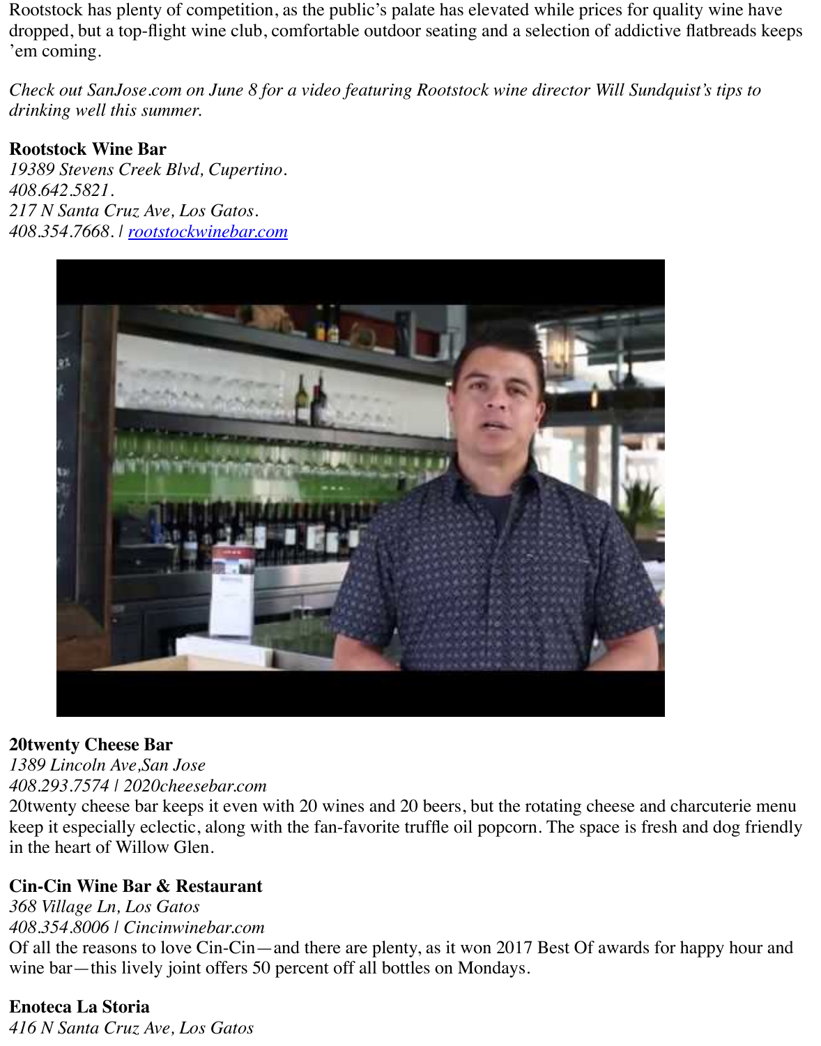Rootstock has plenty of competition, as the public's palate has elevated while prices for quality wine have dropped, but a top-flight wine club, comfortable outdoor seating and a selection of addictive flatbreads keeps 'em coming.

*Check out SanJose.com on June 8 for a video featuring Rootstock wine director Will Sundquist's tips to drinking well this summer.*

**Rootstock Wine Bar**
*19389 Stevens Creek Blvd, Cupertino.*
*408.642.5821.*
*217 N Santa Cruz Ave, Los Gatos.*
*408.354.7668. | [rootstockwinebar.com](rootstockwinebar.com)*

**20twenty Cheese Bar**
*1389 Lincoln Ave,San Jose*
*408.293.7574 | 2020cheesebar.com*
20twenty cheese bar keeps it even with 20 wines and 20 beers, but the rotating cheese and charcuterie menu keep it especially eclectic, along with the fan-favorite truffle oil popcorn. The space is fresh and dog friendly in the heart of Willow Glen.

**Cin-Cin Wine Bar & Restaurant**
*368 Village Ln, Los Gatos*
*408.354.8006 | Cincinwinebar.com*
Of all the reasons to love Cin-Cin—and there are plenty, as it won 2017 Best Of awards for happy hour and wine bar—this lively joint offers 50 percent off all bottles on Mondays.

**Enoteca La Storia**
*416 N Santa Cruz Ave, Los Gatos*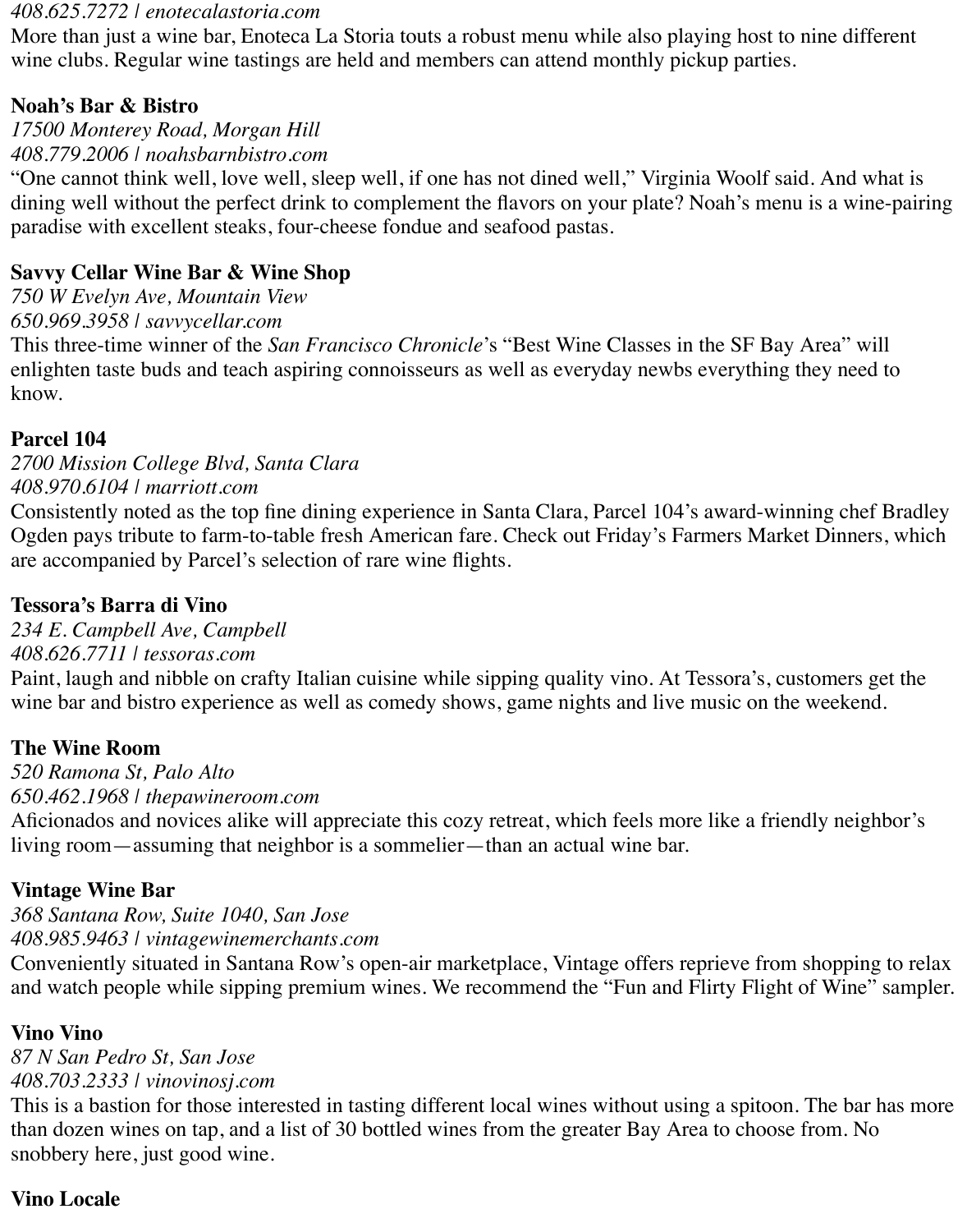*408.625.7272 | enotecalastoria.com*
More than just a wine bar, Enoteca La Storia touts a robust menu while also playing host to nine different wine clubs. Regular wine tastings are held and members can attend monthly pickup parties.

**Noah's Bar & Bistro**
*17500 Monterey Road, Morgan Hill*
*408.779.2006 | noahsbarnbistro.com*
"One cannot think well, love well, sleep well, if one has not dined well," Virginia Woolf said. And what is dining well without the perfect drink to complement the flavors on your plate? Noah's menu is a wine-pairing paradise with excellent steaks, four-cheese fondue and seafood pastas.

**Savvy Cellar Wine Bar & Wine Shop**
*750 W Evelyn Ave, Mountain View*
*650.969.3958 | savvycellar.com*
This three-time winner of the *San Francisco Chronicle*'s "Best Wine Classes in the SF Bay Area" will enlighten taste buds and teach aspiring connoisseurs as well as everyday newbs everything they need to know.

**Parcel 104**
*2700 Mission College Blvd, Santa Clara*
*408.970.6104 | marriott.com*
Consistently noted as the top fine dining experience in Santa Clara, Parcel 104's award-winning chef Bradley Ogden pays tribute to farm-to-table fresh American fare. Check out Friday's Farmers Market Dinners, which are accompanied by Parcel's selection of rare wine flights.

**Tessora's Barra di Vino**
*234 E. Campbell Ave, Campbell*
*408.626.7711 | tessoras.com*
Paint, laugh and nibble on crafty Italian cuisine while sipping quality vino. At Tessora's, customers get the wine bar and bistro experience as well as comedy shows, game nights and live music on the weekend.

**The Wine Room**
*520 Ramona St, Palo Alto*
*650.462.1968 | thepawineroom.com*
Aficionados and novices alike will appreciate this cozy retreat, which feels more like a friendly neighbor's living room—assuming that neighbor is a sommelier—than an actual wine bar.

**Vintage Wine Bar**
*368 Santana Row, Suite 1040, San Jose*
*408.985.9463 | vintagewinemerchants.com*
Conveniently situated in Santana Row's open-air marketplace, Vintage offers reprieve from shopping to relax and watch people while sipping premium wines. We recommend the "Fun and Flirty Flight of Wine" sampler.

**Vino Vino**
*87 N San Pedro St, San Jose*
*408.703.2333 | vinovinosj.com*
This is a bastion for those interested in tasting different local wines without using a spitoon. The bar has more than dozen wines on tap, and a list of 30 bottled wines from the greater Bay Area to choose from. No snobbery here, just good wine.

**Vino Locale**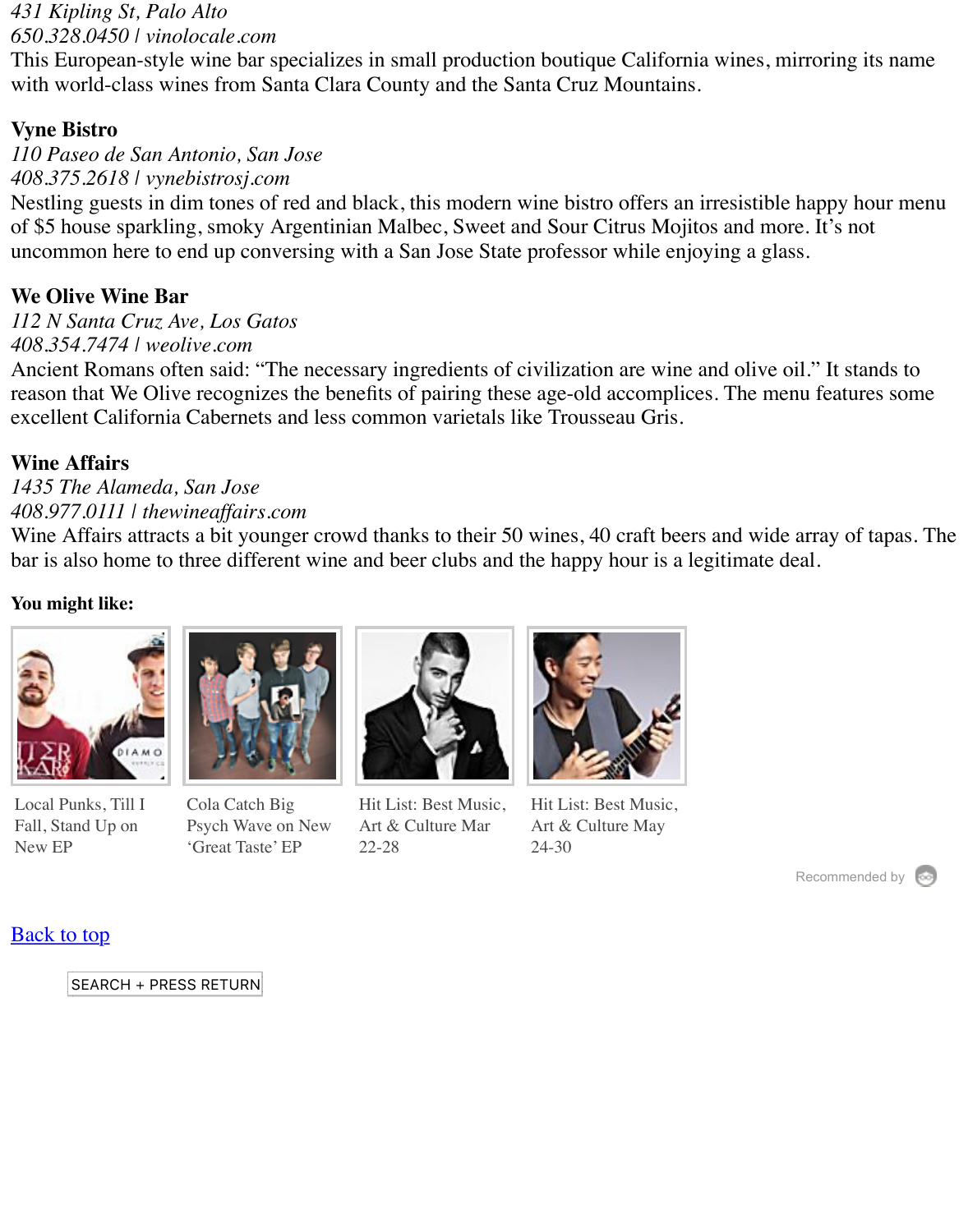*431 Kipling St, Palo Alto*
*650.328.0450 | vinolocale.com*
This European-style wine bar specializes in small production boutique California wines, mirroring its name with world-class wines from Santa Clara County and the Santa Cruz Mountains.

**Vyne Bistro**
*110 Paseo de San Antonio, San Jose*
*408.375.2618 | vynebistrosj.com*
Nestling guests in dim tones of red and black, this modern wine bistro offers an irresistible happy hour menu of $5 house sparkling, smoky Argentinian Malbec, Sweet and Sour Citrus Mojitos and more. It's not uncommon here to end up conversing with a San Jose State professor while enjoying a glass.

**We Olive Wine Bar**
*112 N Santa Cruz Ave, Los Gatos*
*408.354.7474 | weolive.com*
Ancient Romans often said: "The necessary ingredients of civilization are wine and olive oil." It stands to reason that We Olive recognizes the benefits of pairing these age-old accomplices. The menu features some excellent California Cabernets and less common varietals like Trousseau Gris.

**Wine Affairs**
*1435 The Alameda, San Jose*
*408.977.0111 | thewineaffairs.com*
Wine Affairs attracts a bit younger crowd thanks to their 50 wines, 40 craft beers and wide array of tapas. The bar is also home to three different wine and beer clubs and the happy hour is a legitimate deal.

**You might like:**

Local Punks, Till I Fall, Stand Up on New EP

Cola Catch Big Psych Wave on New 'Great Taste' EP

Hit List: Best Music, Art & Culture Mar 22-28

Hit List: Best Music, Art & Culture May 24-30

Recommended by

Back to top

SEARCH + PRESS RETURN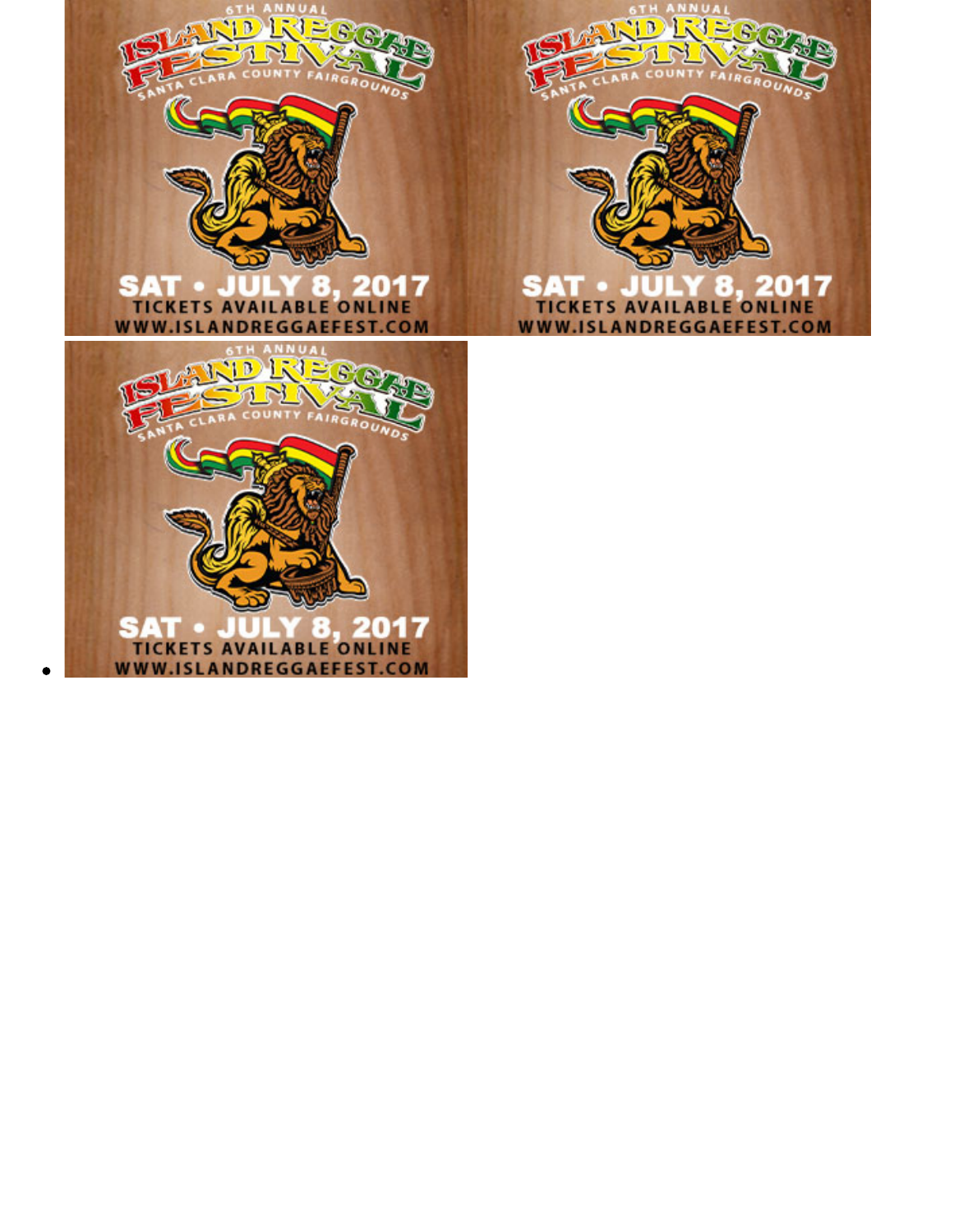6TH ANNUAL
ISLAND REGGAE FESTIVAL
SANTA CLARA COUNTY FAIRGROUNDS

SAT • JULY 8, 2017
TICKETS AVAILABLE ONLINE
WWW.ISLANDREGGAEFEST.COM

6TH ANNUAL
ISLAND REGGAE FESTIVAL
SANTA CLARA COUNTY FAIRGROUNDS

SAT • JULY 8, 2017
TICKETS AVAILABLE ONLINE
WWW.ISLANDREGGAEFEST.COM

- 6TH ANNUAL
  ISLAND REGGAE FESTIVAL
  SANTA CLARA COUNTY FAIRGROUNDS

  SAT • JULY 8, 2017
  TICKETS AVAILABLE ONLINE
  WWW.ISLANDREGGAEFEST.COM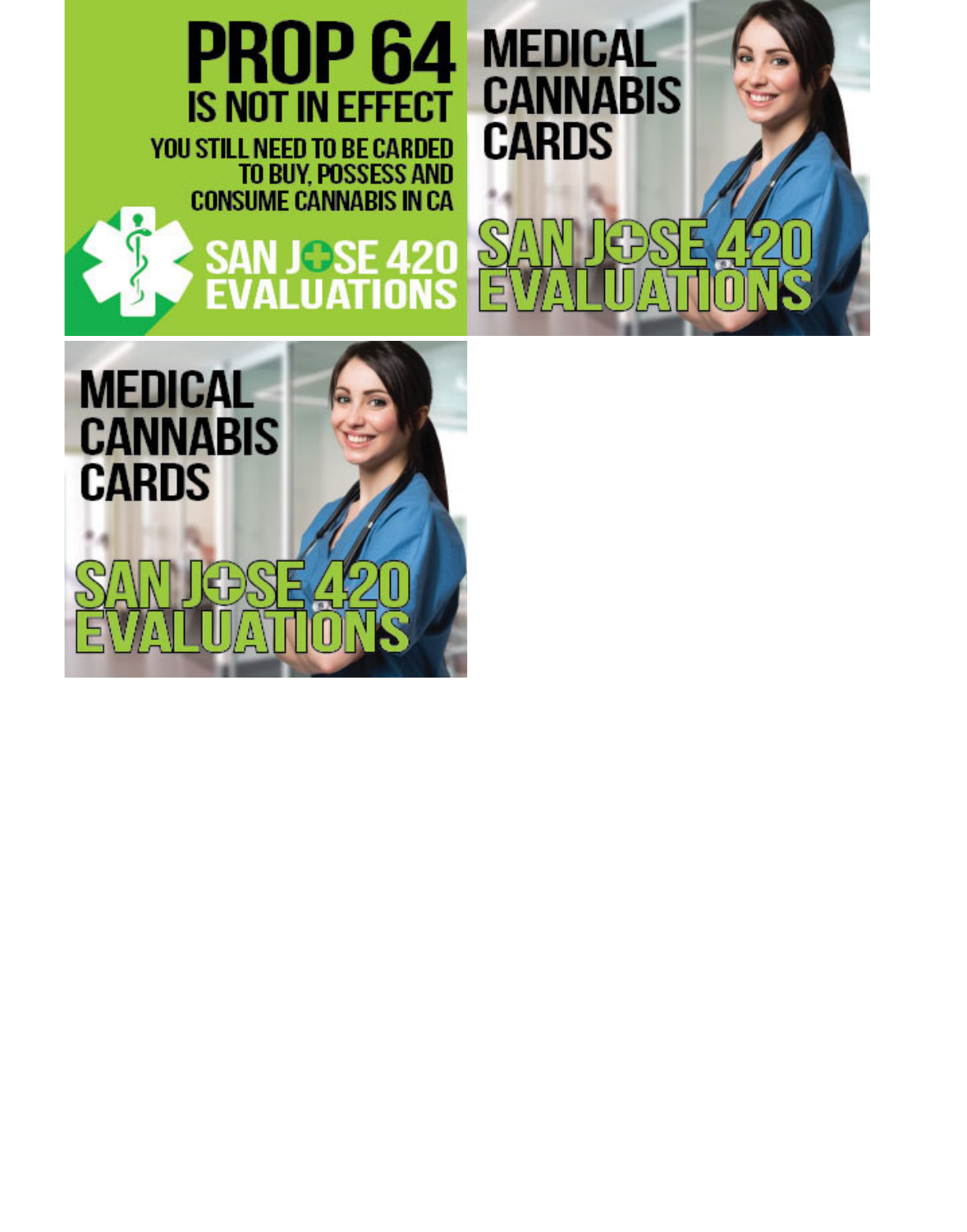PROP 64
IS NOT IN EFFECT
YOU STILL NEED TO BE CARDED
TO BUY, POSSESS AND
CONSUME CANNABIS IN CA

SAN JOSE 420
EVALUATIONS

MEDICAL
CANNABIS
CARDS

SAN JOSE 420
EVALUATIONS

MEDICAL
CANNABIS
CARDS

SAN JOSE 420
EVALUATIONS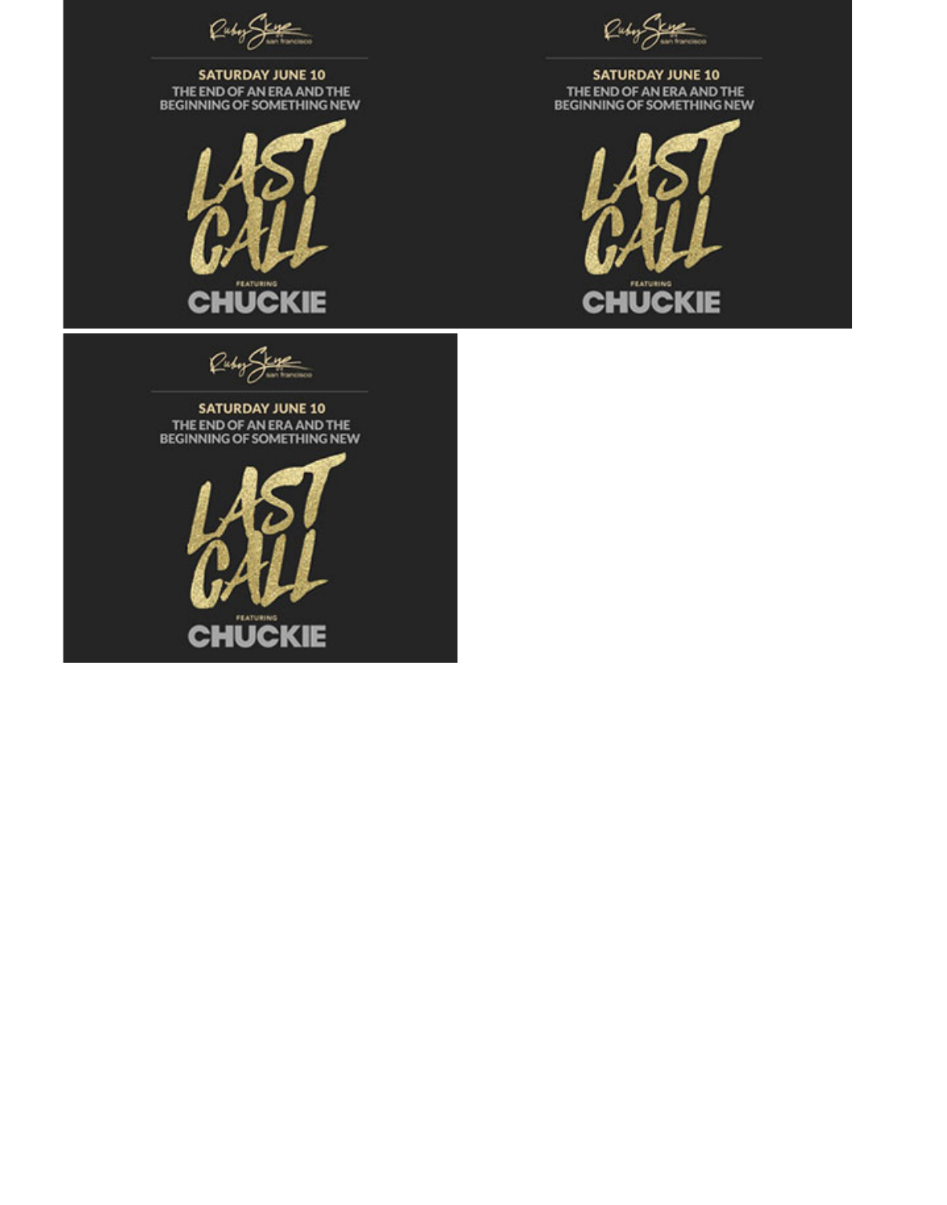Ruby Skye san francisco

SATURDAY JUNE 10

THE END OF AN ERA AND THE BEGINNING OF SOMETHING NEW

LAST CALL

FEATURING

CHUCKIE

Ruby Skye san francisco

SATURDAY JUNE 10

THE END OF AN ERA AND THE BEGINNING OF SOMETHING NEW

LAST CALL

FEATURING

CHUCKIE

Ruby Skye san francisco

SATURDAY JUNE 10

THE END OF AN ERA AND THE BEGINNING OF SOMETHING NEW

LAST CALL

FEATURING

CHUCKIE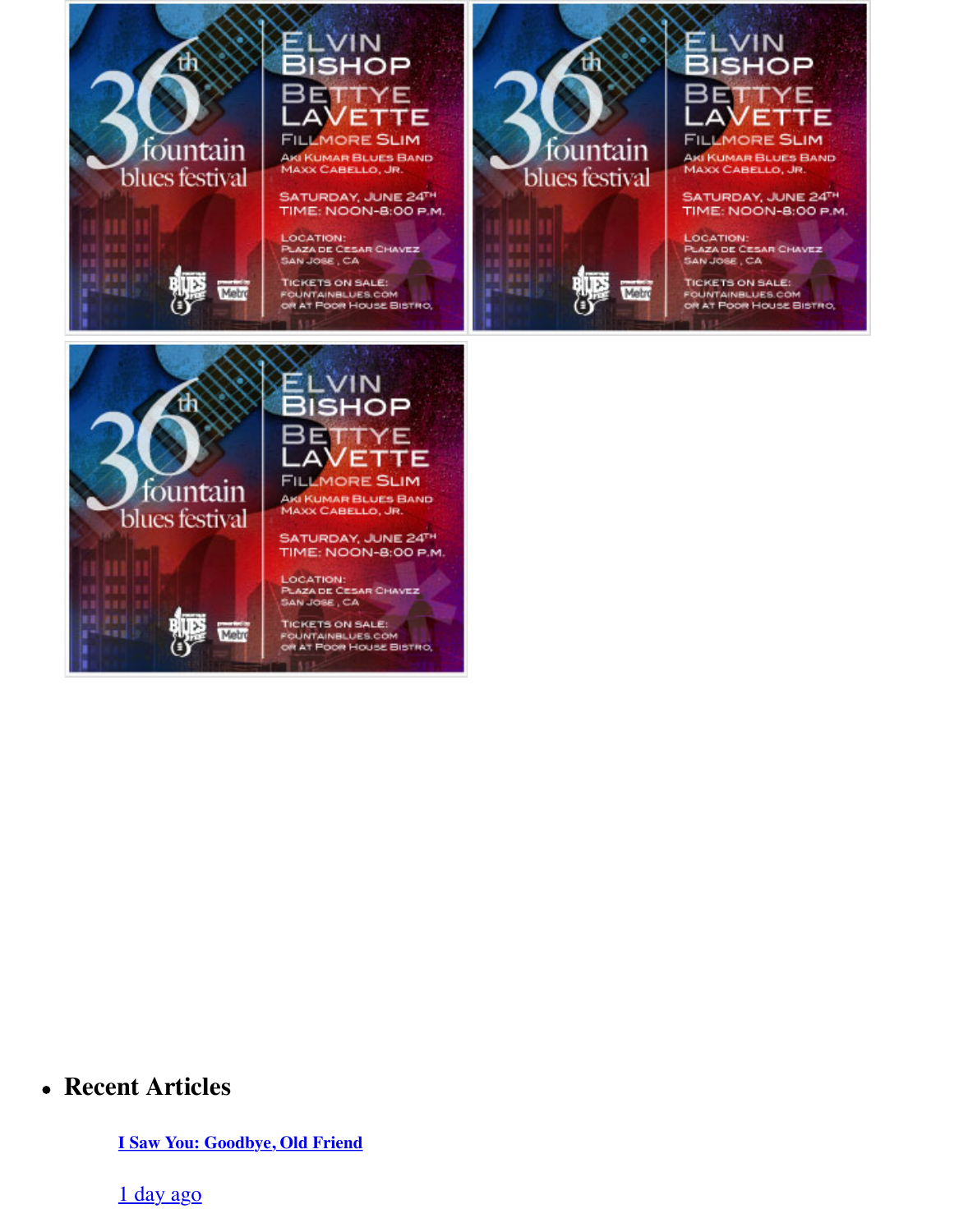- **Recent Articles**

  [I Saw You: Goodbye, Old Friend]()

  [1 day ago]()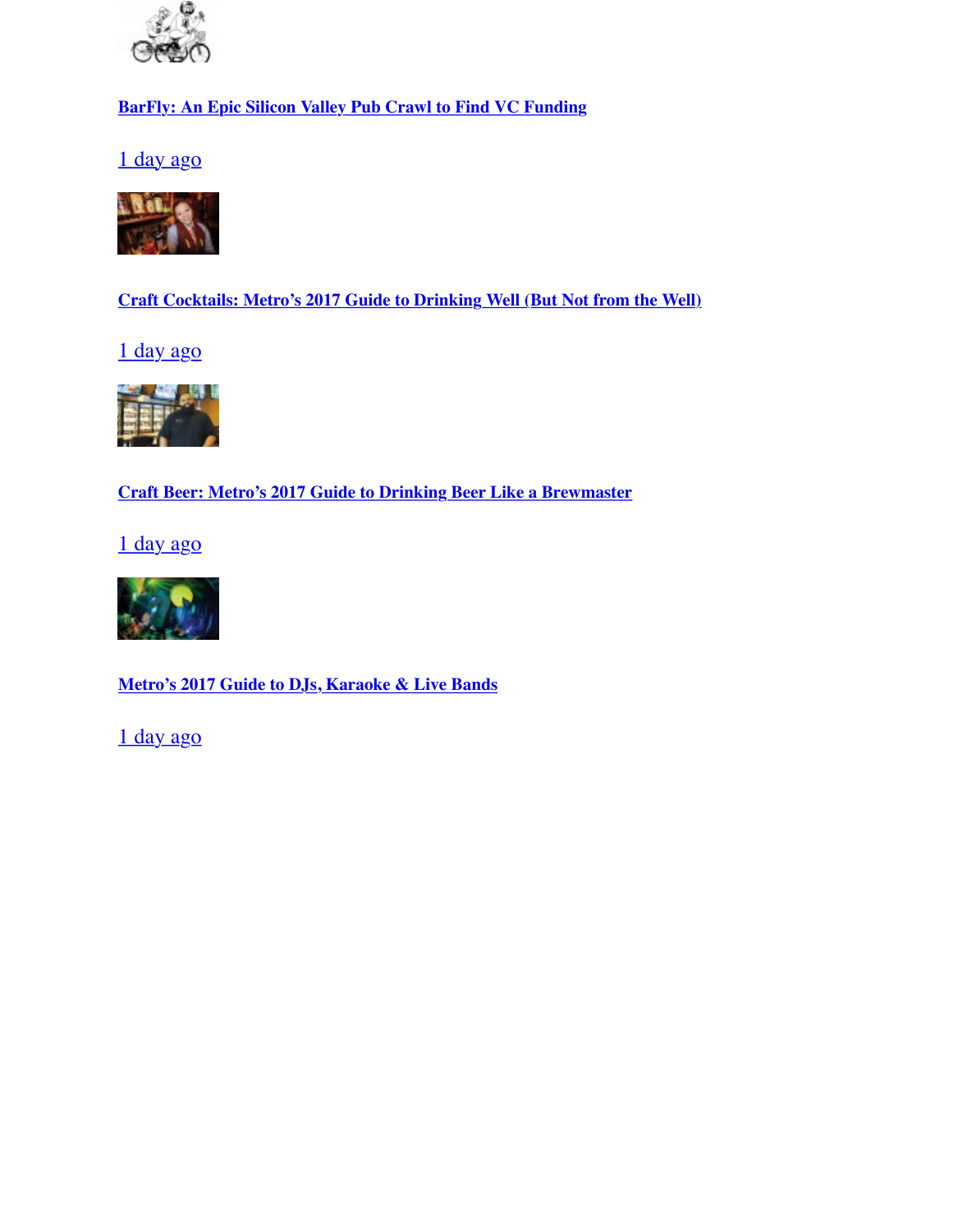**BarFly: An Epic Silicon Valley Pub Crawl to Find VC Funding**

1 day ago

**Craft Cocktails: Metro's 2017 Guide to Drinking Well (But Not from the Well)**

1 day ago

**Craft Beer: Metro's 2017 Guide to Drinking Beer Like a Brewmaster**

1 day ago

**Metro's 2017 Guide to DJs, Karaoke & Live Bands**

1 day ago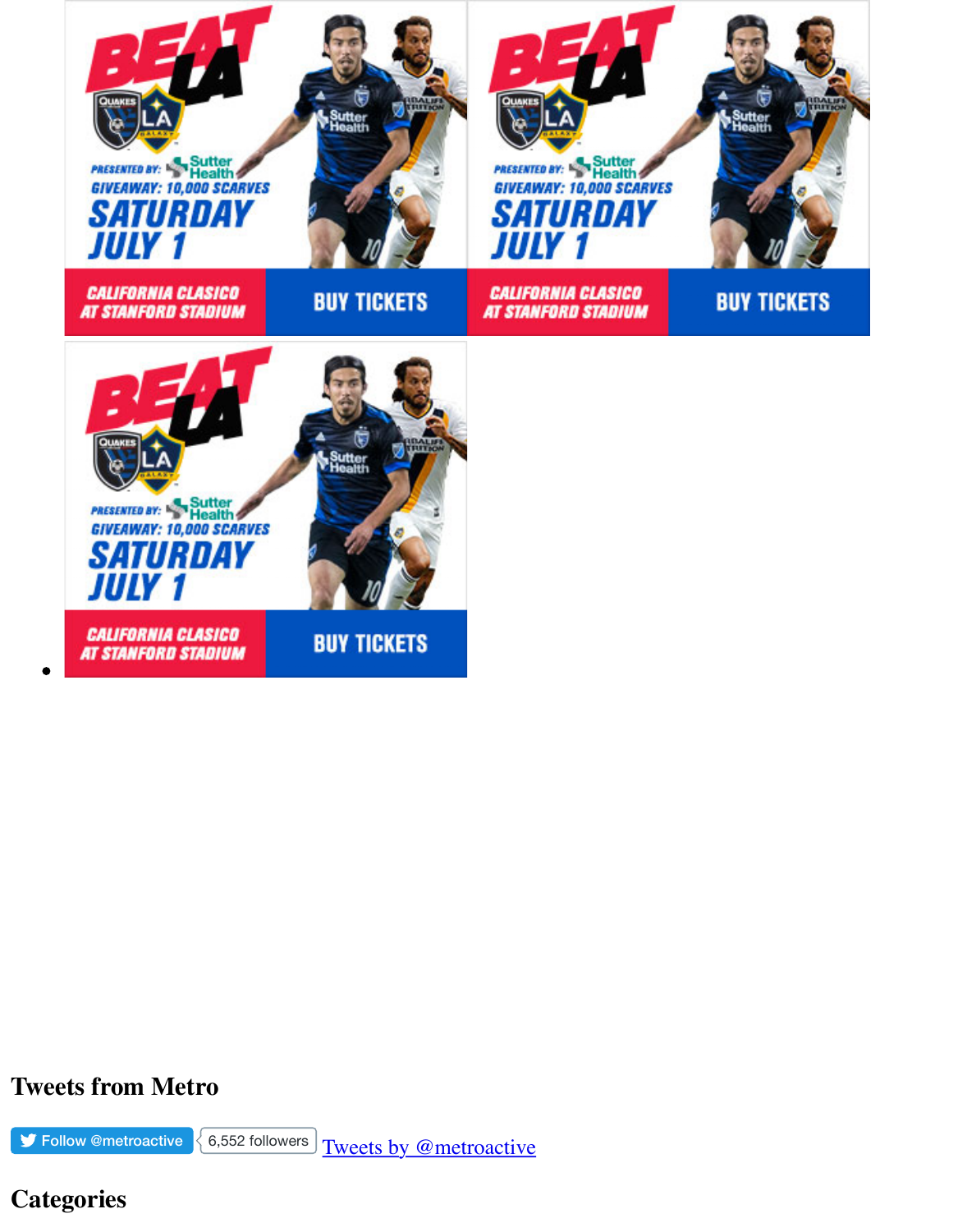## Tweets from Metro

Follow @metroactive 6,552 followers Tweets by @metroactive

## Categories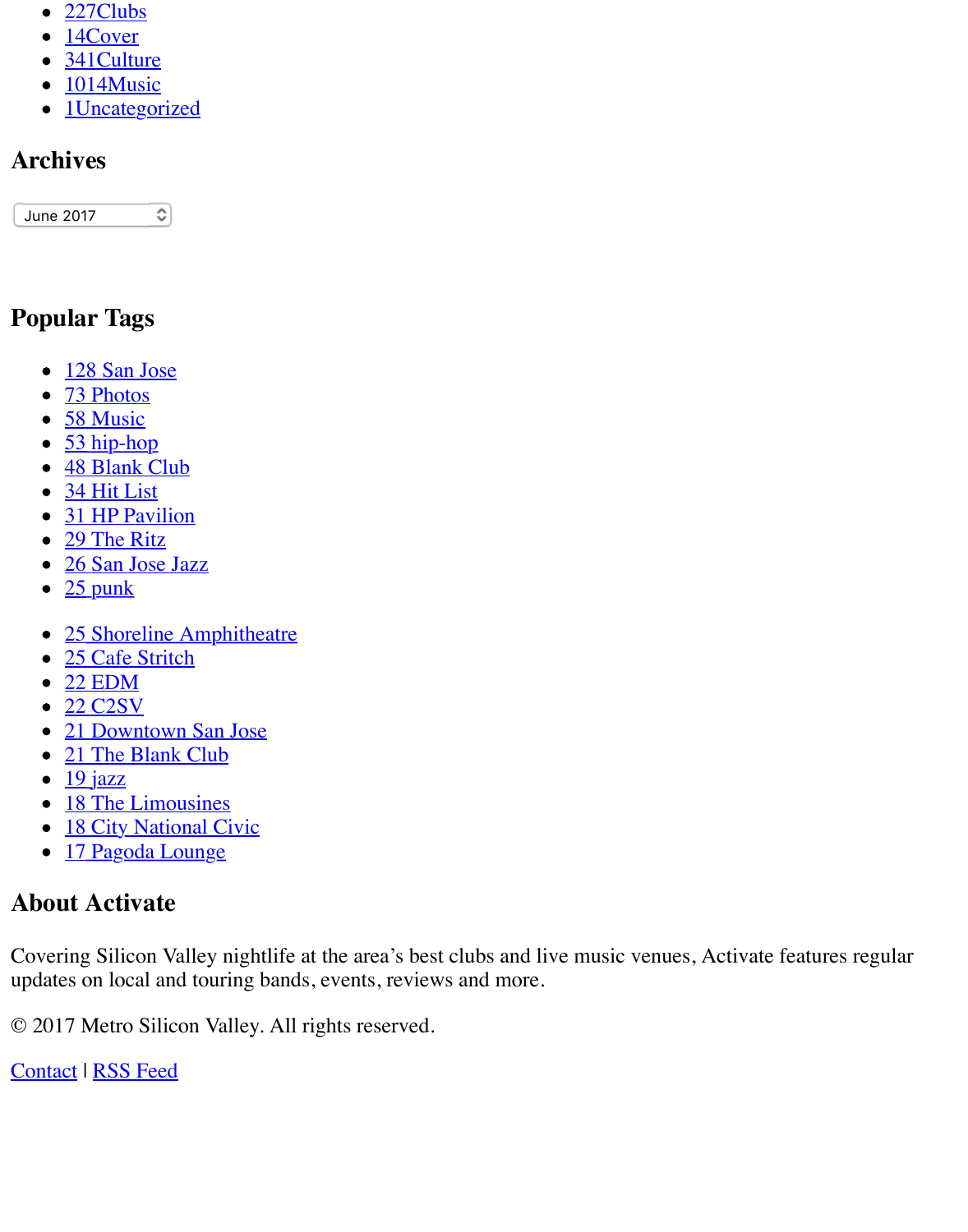- 227Clubs
- 14Cover
- 341Culture
- 1014Music
- 1Uncategorized

## Archives

June 2017

## Popular Tags

- 128 San Jose
- 73 Photos
- 58 Music
- 53 hip-hop
- 48 Blank Club
- 34 Hit List
- 31 HP Pavilion
- 29 The Ritz
- 26 San Jose Jazz
- 25 punk

- 25 Shoreline Amphitheatre
- 25 Cafe Stritch
- 22 EDM
- 22 C2SV
- 21 Downtown San Jose
- 21 The Blank Club
- 19 jazz
- 18 The Limousines
- 18 City National Civic
- 17 Pagoda Lounge

## About Activate

Covering Silicon Valley nightlife at the area's best clubs and live music venues, Activate features regular updates on local and touring bands, events, reviews and more.

© 2017 Metro Silicon Valley. All rights reserved.

Contact | RSS Feed